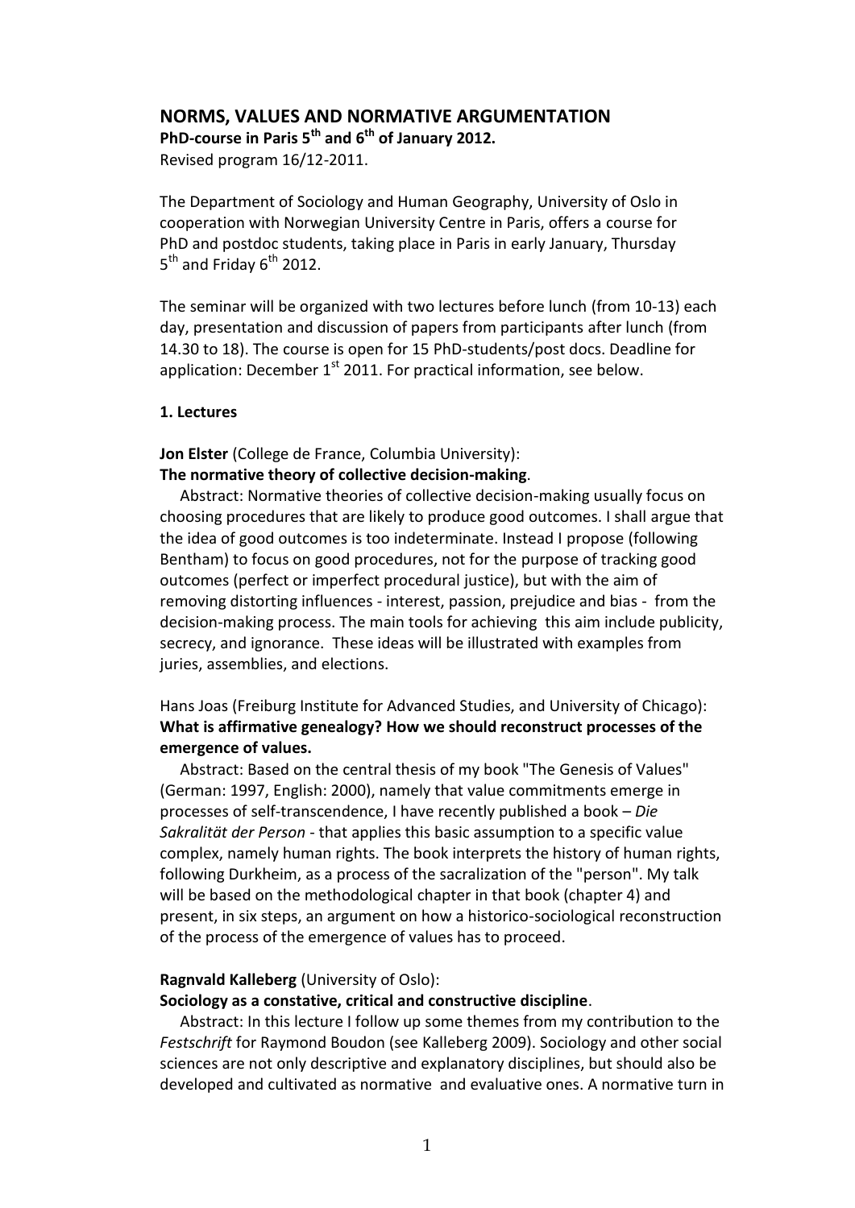# NORMS, VALUES AND NORMATIVE ARGUMENTATION

**PhD-course in Paris 5th and 6th of January 2012.**

Revised program 16/12-2011.

The Department of Sociology and Human Geography, University of Oslo in cooperation with Norwegian University Centre in Paris, offers a course for PhD and postdoc students, taking place in Paris in early January, Thursday 5th and Friday 6th 2012.

The seminar will be organized with two lectures before lunch (from 10-13) each day, presentation and discussion of papers from participants after lunch (from 14.30 to 18). The course is open for 15 PhD-students/post docs. Deadline for application: December 1st 2011. For practical information, see below.

## 1. Lectures

**Jon Elster** (College de France, Columbia University):
**The normative theory of collective decision-making**.

Abstract: Normative theories of collective decision-making usually focus on choosing procedures that are likely to produce good outcomes. I shall argue that the idea of good outcomes is too indeterminate. Instead I propose (following Bentham) to focus on good procedures, not for the purpose of tracking good outcomes (perfect or imperfect procedural justice), but with the aim of removing distorting influences - interest, passion, prejudice and bias - from the decision-making process. The main tools for achieving this aim include publicity, secrecy, and ignorance. These ideas will be illustrated with examples from juries, assemblies, and elections.

Hans Joas (Freiburg Institute for Advanced Studies, and University of Chicago):
**What is affirmative genealogy? How we should reconstruct processes of the emergence of values.**

Abstract: Based on the central thesis of my book "The Genesis of Values" (German: 1997, English: 2000), namely that value commitments emerge in processes of self-transcendence, I have recently published a book – *Die Sakralität der Person* - that applies this basic assumption to a specific value complex, namely human rights. The book interprets the history of human rights, following Durkheim, as a process of the sacralization of the "person". My talk will be based on the methodological chapter in that book (chapter 4) and present, in six steps, an argument on how a historico-sociological reconstruction of the process of the emergence of values has to proceed.

**Ragnvald Kalleberg** (University of Oslo):
**Sociology as a constative, critical and constructive discipline**.

Abstract: In this lecture I follow up some themes from my contribution to the *Festschrift* for Raymond Boudon (see Kalleberg 2009). Sociology and other social sciences are not only descriptive and explanatory disciplines, but should also be developed and cultivated as normative and evaluative ones. A normative turn in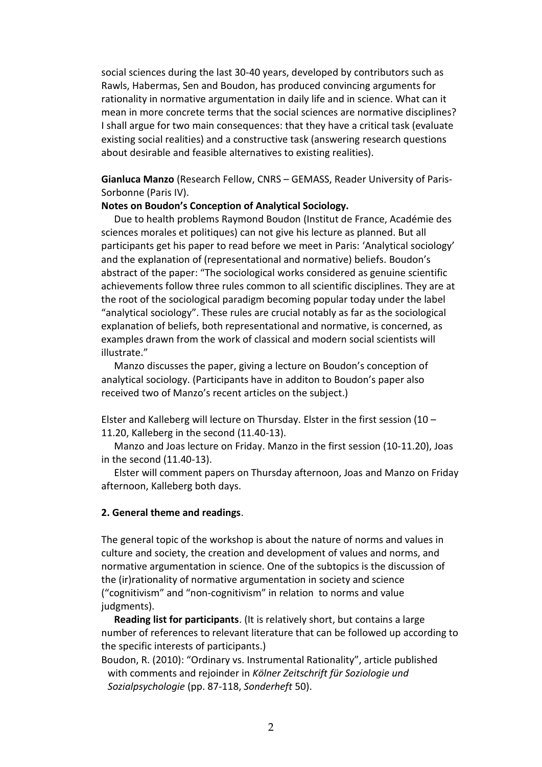social sciences during the last 30-40 years, developed by contributors such as Rawls, Habermas, Sen and Boudon, has produced convincing arguments for rationality in normative argumentation in daily life and in science. What can it mean in more concrete terms that the social sciences are normative disciplines? I shall argue for two main consequences: that they have a critical task (evaluate existing social realities) and a constructive task (answering research questions about desirable and feasible alternatives to existing realities).

**Gianluca Manzo** (Research Fellow, CNRS – GEMASS, Reader University of Paris-Sorbonne (Paris IV).

**Notes on Boudon's Conception of Analytical Sociology.**

Due to health problems Raymond Boudon (Institut de France, Académie des sciences morales et politiques) can not give his lecture as planned. But all participants get his paper to read before we meet in Paris: 'Analytical sociology' and the explanation of (representational and normative) beliefs. Boudon's abstract of the paper: "The sociological works considered as genuine scientific achievements follow three rules common to all scientific disciplines. They are at the root of the sociological paradigm becoming popular today under the label "analytical sociology". These rules are crucial notably as far as the sociological explanation of beliefs, both representational and normative, is concerned, as examples drawn from the work of classical and modern social scientists will illustrate."

Manzo discusses the paper, giving a lecture on Boudon's conception of analytical sociology. (Participants have in additon to Boudon's paper also received two of Manzo's recent articles on the subject.)

Elster and Kalleberg will lecture on Thursday. Elster in the first session (10 – 11.20, Kalleberg in the second (11.40-13).

Manzo and Joas lecture on Friday. Manzo in the first session (10-11.20), Joas in the second (11.40-13).

Elster will comment papers on Thursday afternoon, Joas and Manzo on Friday afternoon, Kalleberg both days.

**2. General theme and readings**.

The general topic of the workshop is about the nature of norms and values in culture and society, the creation and development of values and norms, and normative argumentation in science. One of the subtopics is the discussion of the (ir)rationality of normative argumentation in society and science ("cognitivism" and "non-cognitivism" in relation to norms and value judgments).

**Reading list for participants**. (It is relatively short, but contains a large number of references to relevant literature that can be followed up according to the specific interests of participants.)

Boudon, R. (2010): "Ordinary vs. Instrumental Rationality", article published with comments and rejoinder in *Kölner Zeitschrift für Soziologie und Sozialpsychologie* (pp. 87-118, *Sonderheft* 50).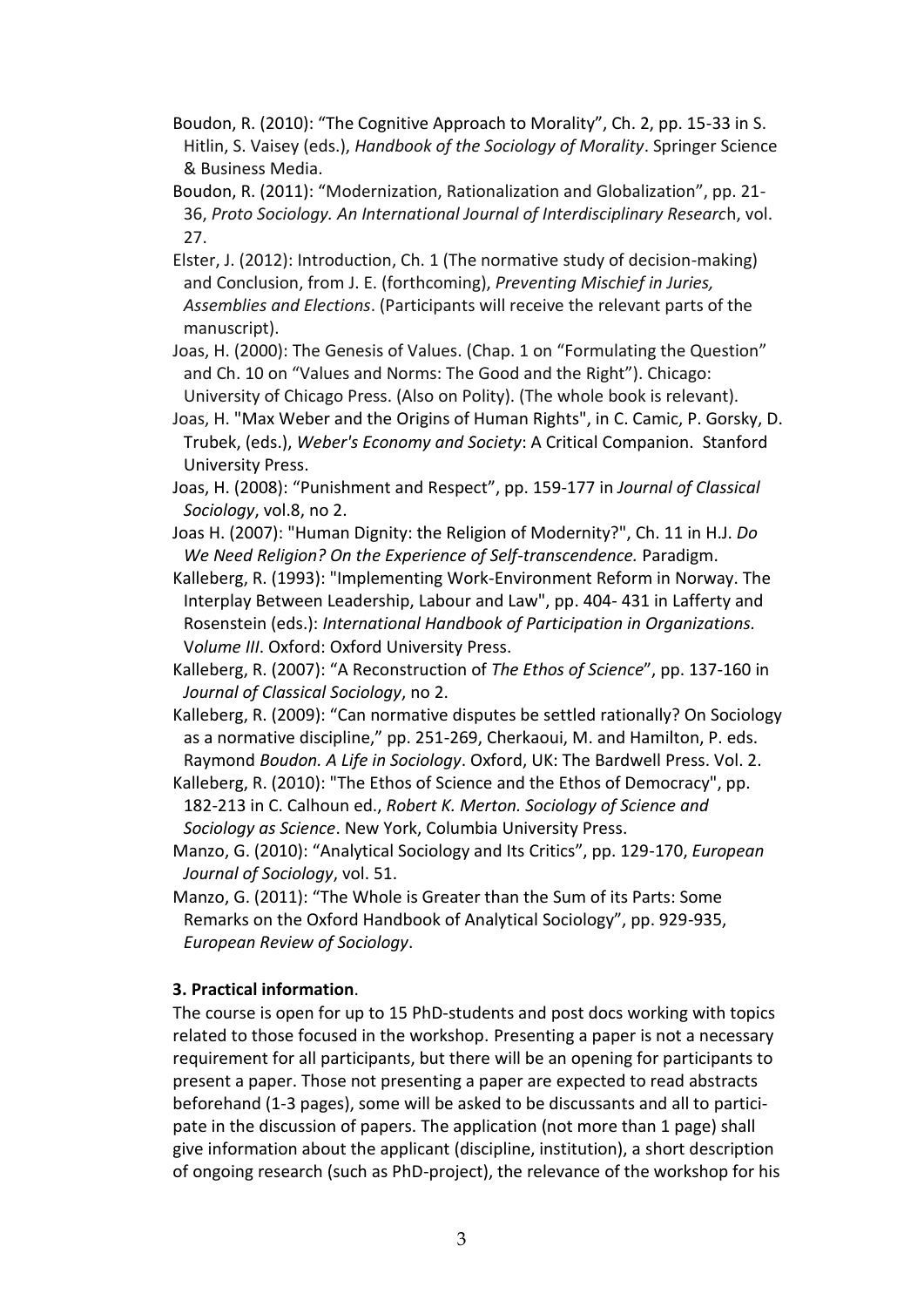Boudon, R. (2010): "The Cognitive Approach to Morality", Ch. 2, pp. 15-33 in S. Hitlin, S. Vaisey (eds.), *Handbook of the Sociology of Morality*. Springer Science & Business Media.

Boudon, R. (2011): "Modernization, Rationalization and Globalization", pp. 21-36, *Proto Sociology. An International Journal of Interdisciplinary Researc*h, vol. 27.

Elster, J. (2012): Introduction, Ch. 1 (The normative study of decision-making) and Conclusion, from J. E. (forthcoming), *Preventing Mischief in Juries, Assemblies and Elections*. (Participants will receive the relevant parts of the manuscript).

Joas, H. (2000): The Genesis of Values. (Chap. 1 on "Formulating the Question" and Ch. 10 on "Values and Norms: The Good and the Right"). Chicago: University of Chicago Press. (Also on Polity). (The whole book is relevant).

Joas, H. "Max Weber and the Origins of Human Rights", in C. Camic, P. Gorsky, D. Trubek, (eds.), *Weber's Economy and Society*: A Critical Companion. Stanford University Press.

Joas, H. (2008): "Punishment and Respect", pp. 159-177 in *Journal of Classical Sociology*, vol.8, no 2.

Joas H. (2007): "Human Dignity: the Religion of Modernity?", Ch. 11 in H.J. *Do We Need Religion? On the Experience of Self-transcendence.* Paradigm.

Kalleberg, R. (1993): "Implementing Work-Environment Reform in Norway. The Interplay Between Leadership, Labour and Law", pp. 404- 431 in Lafferty and Rosenstein (eds.): *International Handbook of Participation in Organizations.* V*olume III*. Oxford: Oxford University Press.

Kalleberg, R. (2007): "A Reconstruction of *The Ethos of Science*", pp. 137-160 in *Journal of Classical Sociology*, no 2.

Kalleberg, R. (2009): "Can normative disputes be settled rationally? On Sociology as a normative discipline," pp. 251-269, Cherkaoui, M. and Hamilton, P. eds. Raymond *Boudon. A Life in Sociology*. Oxford, UK: The Bardwell Press. Vol. 2.

Kalleberg, R. (2010): "The Ethos of Science and the Ethos of Democracy", pp. 182-213 in C. Calhoun ed., *Robert K. Merton. Sociology of Science and Sociology as Science*. New York, Columbia University Press.

Manzo, G. (2010): "Analytical Sociology and Its Critics", pp. 129-170, *European Journal of Sociology*, vol. 51.

Manzo, G. (2011): "The Whole is Greater than the Sum of its Parts: Some Remarks on the Oxford Handbook of Analytical Sociology", pp. 929-935, *European Review of Sociology*.

**3. Practical information**.

The course is open for up to 15 PhD-students and post docs working with topics related to those focused in the workshop. Presenting a paper is not a necessary requirement for all participants, but there will be an opening for participants to present a paper. Those not presenting a paper are expected to read abstracts beforehand (1-3 pages), some will be asked to be discussants and all to participate in the discussion of papers. The application (not more than 1 page) shall give information about the applicant (discipline, institution), a short description of ongoing research (such as PhD-project), the relevance of the workshop for his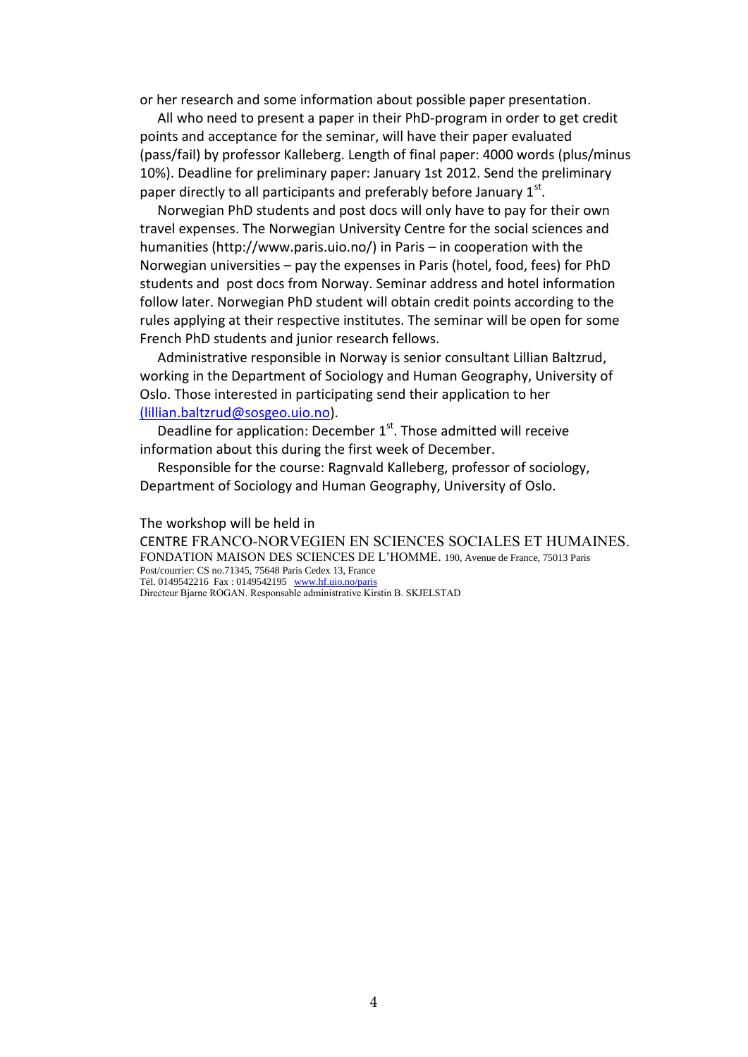or her research and some information about possible paper presentation.

All who need to present a paper in their PhD-program in order to get credit points and acceptance for the seminar, will have their paper evaluated (pass/fail) by professor Kalleberg. Length of final paper: 4000 words (plus/minus 10%). Deadline for preliminary paper: January 1st 2012. Send the preliminary paper directly to all participants and preferably before January 1st.

Norwegian PhD students and post docs will only have to pay for their own travel expenses. The Norwegian University Centre for the social sciences and humanities (http://www.paris.uio.no/) in Paris – in cooperation with the Norwegian universities – pay the expenses in Paris (hotel, food, fees) for PhD students and post docs from Norway. Seminar address and hotel information follow later. Norwegian PhD student will obtain credit points according to the rules applying at their respective institutes. The seminar will be open for some French PhD students and junior research fellows.

Administrative responsible in Norway is senior consultant Lillian Baltzrud, working in the Department of Sociology and Human Geography, University of Oslo. Those interested in participating send their application to her (lillian.baltzrud@sosgeo.uio.no).

Deadline for application: December 1st. Those admitted will receive information about this during the first week of December.

Responsible for the course: Ragnvald Kalleberg, professor of sociology, Department of Sociology and Human Geography, University of Oslo.

The workshop will be held in
CENTRE FRANCO-NORVEGIEN EN SCIENCES SOCIALES ET HUMAINES.
FONDATION MAISON DES SCIENCES DE L'HOMME. 190, Avenue de France, 75013 Paris
Post/courrier: CS no.71345, 75648 Paris Cedex 13, France
Tél. 0149542216 Fax : 0149542195 www.hf.uio.no/paris
Directeur Bjarne ROGAN. Responsable administrative Kirstin B. SKJELSTAD